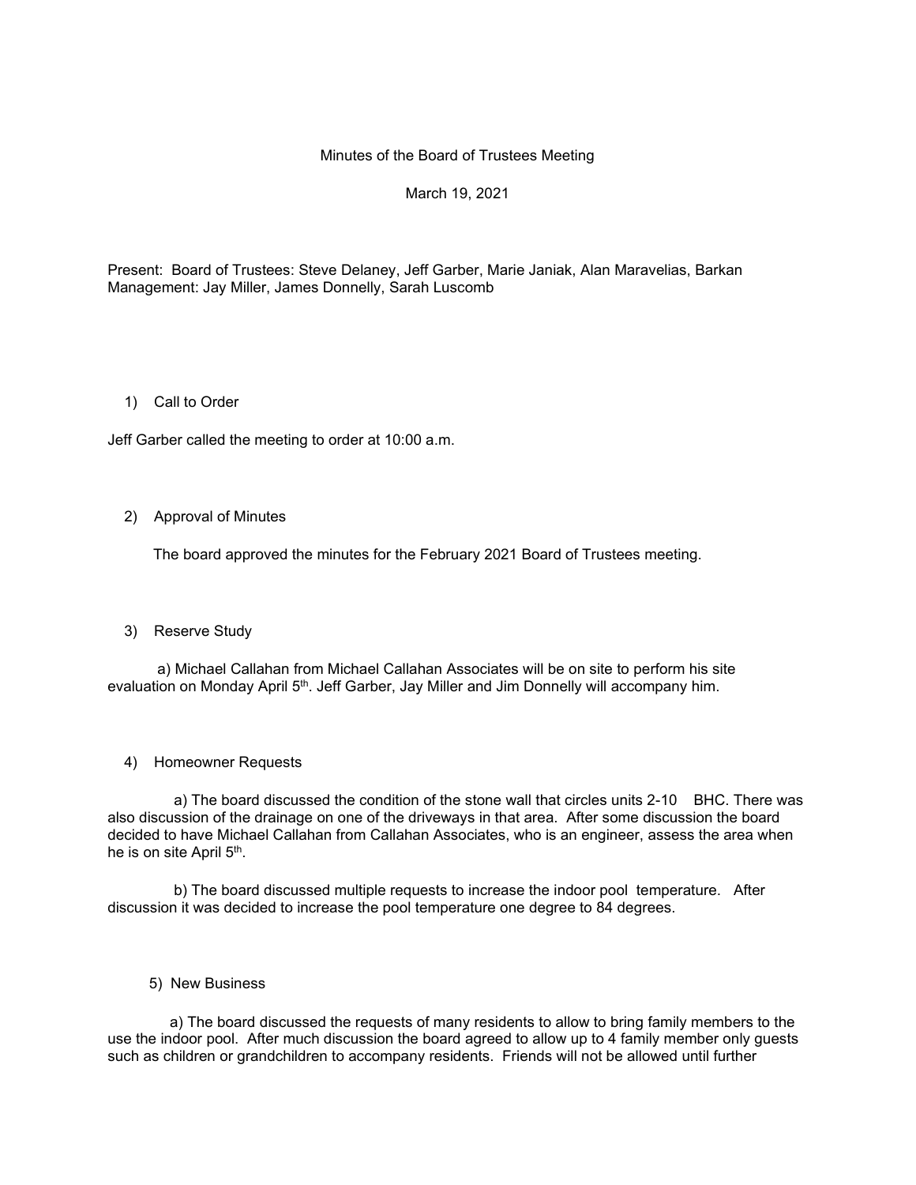Minutes of the Board of Trustees Meeting

March 19, 2021

Present: Board of Trustees: Steve Delaney, Jeff Garber, Marie Janiak, Alan Maravelias, Barkan Management: Jay Miller, James Donnelly, Sarah Luscomb

1) Call to Order

Jeff Garber called the meeting to order at 10:00 a.m.

2) Approval of Minutes

The board approved the minutes for the February 2021 Board of Trustees meeting.

3) Reserve Study

a) Michael Callahan from Michael Callahan Associates will be on site to perform his site evaluation on Monday April 5th. Jeff Garber, Jay Miller and Jim Donnelly will accompany him.

4) Homeowner Requests

a) The board discussed the condition of the stone wall that circles units 2-10 BHC. There was also discussion of the drainage on one of the driveways in that area. After some discussion the board decided to have Michael Callahan from Callahan Associates, who is an engineer, assess the area when he is on site April 5th.

b) The board discussed multiple requests to increase the indoor pool temperature. After discussion it was decided to increase the pool temperature one degree to 84 degrees.

5) New Business

a) The board discussed the requests of many residents to allow to bring family members to the use the indoor pool. After much discussion the board agreed to allow up to 4 family member only guests such as children or grandchildren to accompany residents. Friends will not be allowed until further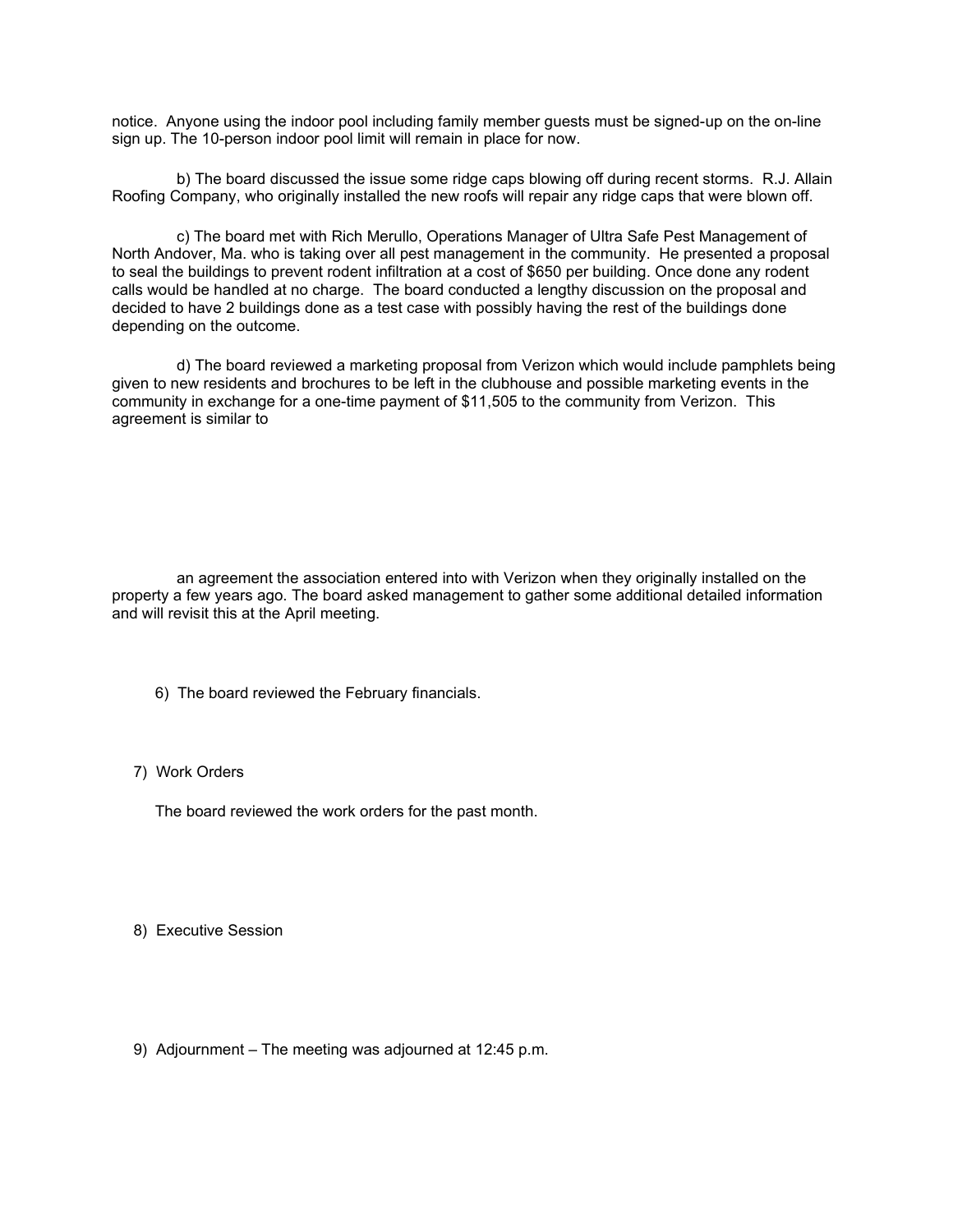notice. Anyone using the indoor pool including family member guests must be signed-up on the on-line sign up. The 10-person indoor pool limit will remain in place for now.

b) The board discussed the issue some ridge caps blowing off during recent storms. R.J. Allain Roofing Company, who originally installed the new roofs will repair any ridge caps that were blown off.

c) The board met with Rich Merullo, Operations Manager of Ultra Safe Pest Management of North Andover, Ma. who is taking over all pest management in the community. He presented a proposal to seal the buildings to prevent rodent infiltration at a cost of $650 per building. Once done any rodent calls would be handled at no charge. The board conducted a lengthy discussion on the proposal and decided to have 2 buildings done as a test case with possibly having the rest of the buildings done depending on the outcome.

d) The board reviewed a marketing proposal from Verizon which would include pamphlets being given to new residents and brochures to be left in the clubhouse and possible marketing events in the community in exchange for a one-time payment of $11,505 to the community from Verizon. This agreement is similar to

an agreement the association entered into with Verizon when they originally installed on the property a few years ago. The board asked management to gather some additional detailed information and will revisit this at the April meeting.

6) The board reviewed the February financials.

7) Work Orders

The board reviewed the work orders for the past month.

8) Executive Session

9) Adjournment – The meeting was adjourned at 12:45 p.m.